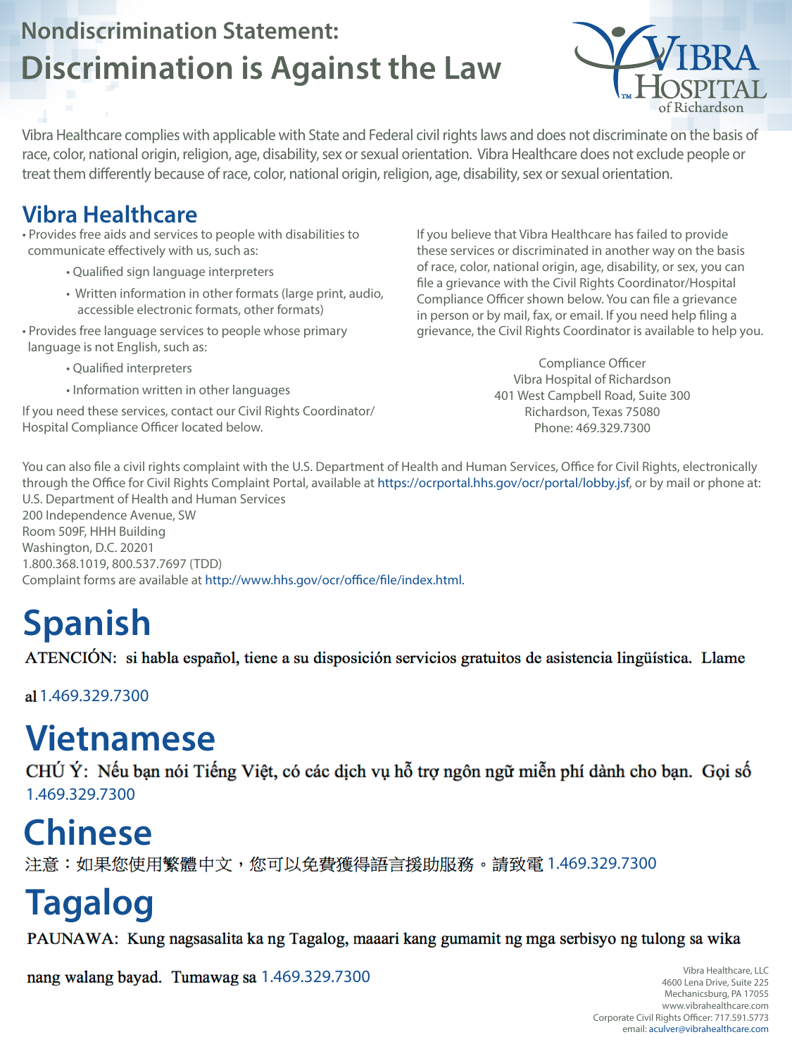## Nondiscrimination Statement:

# Discrimination is Against the Law

Vibra Hospital of Richardson

Vibra Healthcare complies with applicable with State and Federal civil rights laws and does not discriminate on the basis of race, color, national origin, religion, age, disability, sex or sexual orientation. Vibra Healthcare does not exclude people or treat them differently because of race, color, national origin, religion, age, disability, sex or sexual orientation.

## Vibra Healthcare

- Provides free aids and services to people with disabilities to communicate effectively with us, such as:
  - Qualified sign language interpreters
  - Written information in other formats (large print, audio, accessible electronic formats, other formats)
- Provides free language services to people whose primary language is not English, such as:
  - Qualified interpreters
  - Information written in other languages

If you need these services, contact our Civil Rights Coordinator/ Hospital Compliance Officer located below.

If you believe that Vibra Healthcare has failed to provide these services or discriminated in another way on the basis of race, color, national origin, age, disability, or sex, you can file a grievance with the Civil Rights Coordinator/Hospital Compliance Officer shown below. You can file a grievance in person or by mail, fax, or email. If you need help filing a grievance, the Civil Rights Coordinator is available to help you.

Compliance Officer
Vibra Hospital of Richardson
401 West Campbell Road, Suite 300
Richardson, Texas 75080
Phone: 469.329.7300

You can also file a civil rights complaint with the U.S. Department of Health and Human Services, Office for Civil Rights, electronically through the Office for Civil Rights Complaint Portal, available at https://ocrportal.hhs.gov/ocr/portal/lobby.jsf, or by mail or phone at:
U.S. Department of Health and Human Services
200 Independence Avenue, SW
Room 509F, HHH Building
Washington, D.C. 20201
1.800.368.1019, 800.537.7697 (TDD)
Complaint forms are available at http://www.hhs.gov/ocr/office/file/index.html.

# Spanish

ATENCIÓN: si habla español, tiene a su disposición servicios gratuitos de asistencia lingüística. Llame al 1.469.329.7300

# Vietnamese

CHÚ Ý: Nếu bạn nói Tiếng Việt, có các dịch vụ hỗ trợ ngôn ngữ miễn phí dành cho bạn. Gọi số 1.469.329.7300

# Chinese

注意：如果您使用繁體中文，您可以免費獲得語言援助服務。請致電 1.469.329.7300

# Tagalog

PAUNAWA: Kung nagsasalita ka ng Tagalog, maaari kang gumamit ng mga serbisyo ng tulong sa wika nang walang bayad. Tumawag sa 1.469.329.7300

Vibra Healthcare, LLC
4600 Lena Drive, Suite 225
Mechanicsburg, PA 17055
www.vibrahealthcare.com
Corporate Civil Rights Officer: 717.591.5773
email: aculver@vibrahealthcare.com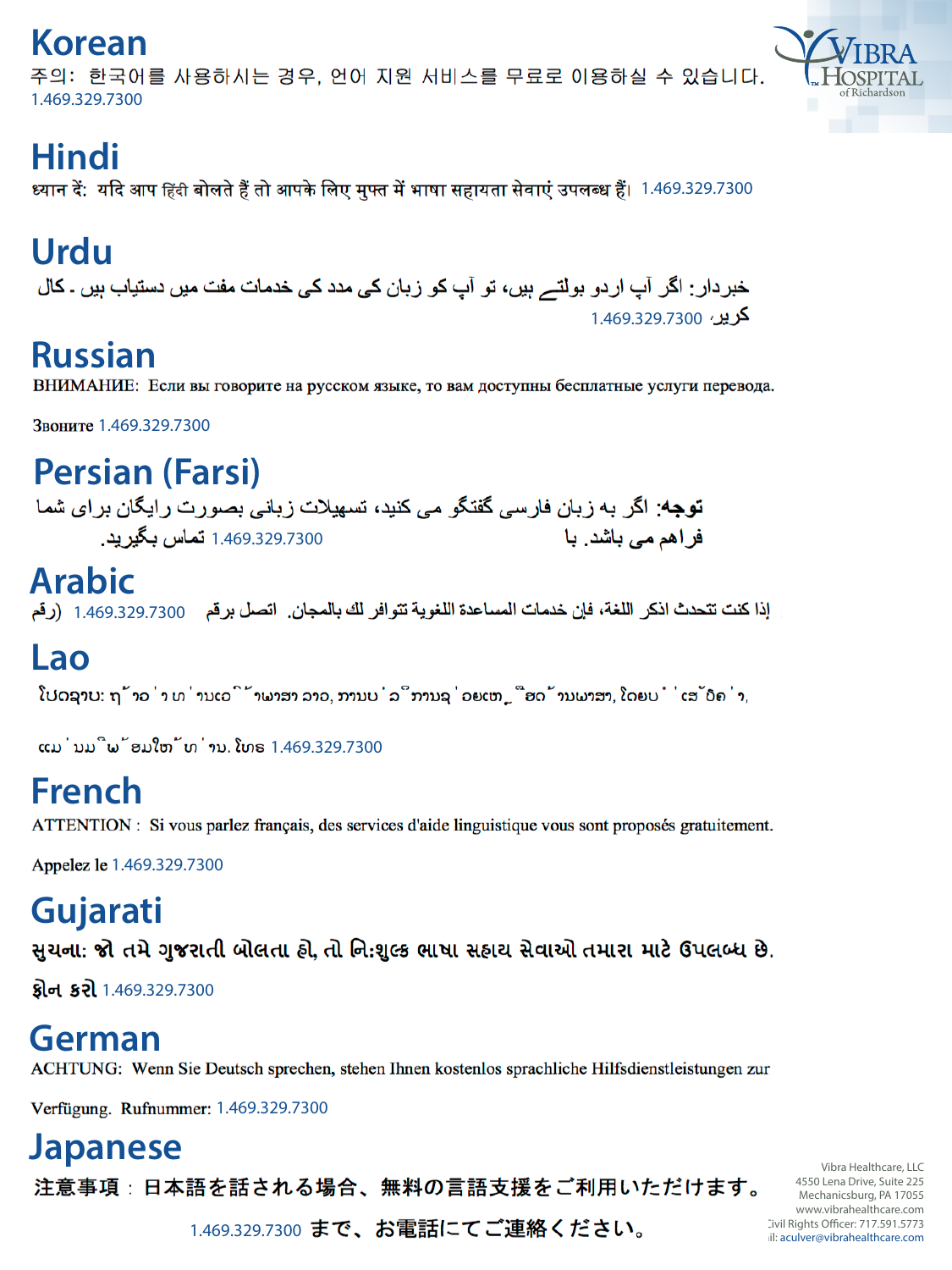## Korean

주의: 한국어를 사용하시는 경우, 언어 지원 서비스를 무료로 이용하실 수 있습니다. 1.469.329.7300

## Hindi

ध्यान दें: यदि आप हिंदी बोलते हैं तो आपके लिए मुफ्त में भाषा सहायता सेवाएं उपलब्ध हैं। 1.469.329.7300

## Urdu

خبردار: اگر آپ اردو بولتے ہیں، تو آپ کو زبان کی مدد کی خدمات مفت میں دستیاب ہیں ۔ کال کریں 1.469.329.7300

## Russian

ВНИМАНИЕ: Если вы говорите на русском языке, то вам доступны бесплатные услуги перевода.

Звоните 1.469.329.7300

## Persian (Farsi)

**توجه:** اگر به زبان فارسی گفتگو می کنید، تسهیلات زبانی بصورت رایگان برای شما فراهم می باشد. با 1.469.329.7300 تماس بگیرید.

## Arabic

إذا كنت تتحدث اذكر اللغة، فإن خدمات المساعدة اللغوية تتوافر لك بالمجان. اتصل برقم 1.469.329.7300 (رقم

## Lao

ໂປດຊາບ: ຖ້າວ່າ ທ່ານເວົ້າພາສາ ລາວ, ການບໍລິການຊ່ວຍເຫຼືອດ້ານພາສາ, ໂດຍບໍ່ເສັຽຄ່າ, ແມ່ນມີພ້ອມໃຫ້ທ່ານ. ໂທຣ 1.469.329.7300

## French

ATTENTION : Si vous parlez français, des services d'aide linguistique vous sont proposés gratuitement.

Appelez le 1.469.329.7300

## Gujarati

**સુચના: જો તમે ગુજરાતી બોલતા હો, તો નિ:શુલ્ક ભાષા સહાય સેવાઓ તમારા માટે ઉપલબ્ધ છે.**

**ફોન કરો** 1.469.329.7300

## German

ACHTUNG: Wenn Sie Deutsch sprechen, stehen Ihnen kostenlos sprachliche Hilfsdienstleistungen zur Verfügung. Rufnummer: 1.469.329.7300

## Japanese

注意事項：日本語を話される場合、無料の言語支援をご利用いただけます。

1.469.329.7300 まで、お電話にてご連絡ください。

Vibra Healthcare, LLC
4550 Lena Drive, Suite 225
Mechanicsburg, PA 17055
www.vibrahealthcare.com
Civil Rights Officer: 717.591.5773
Email: aculver@vibrahealthcare.com